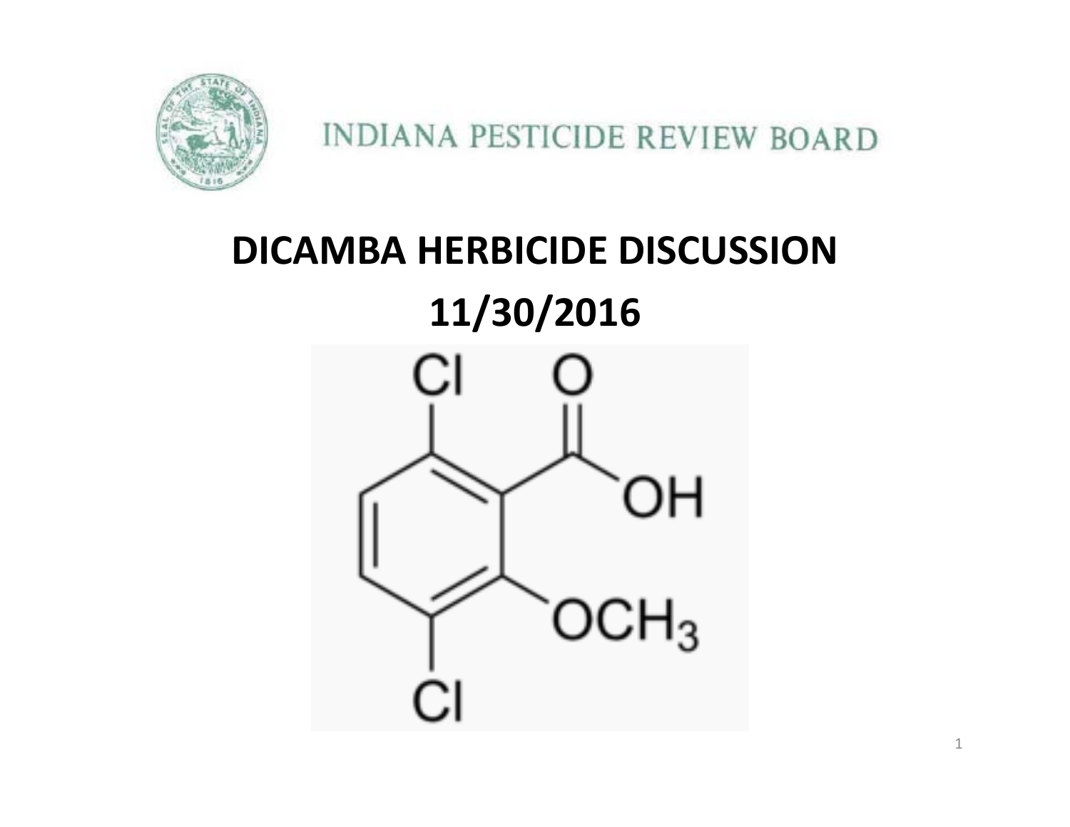INDIANA PESTICIDE REVIEW BOARD

# DICAMBA HERBICIDE DISCUSSION

# 11/30/2016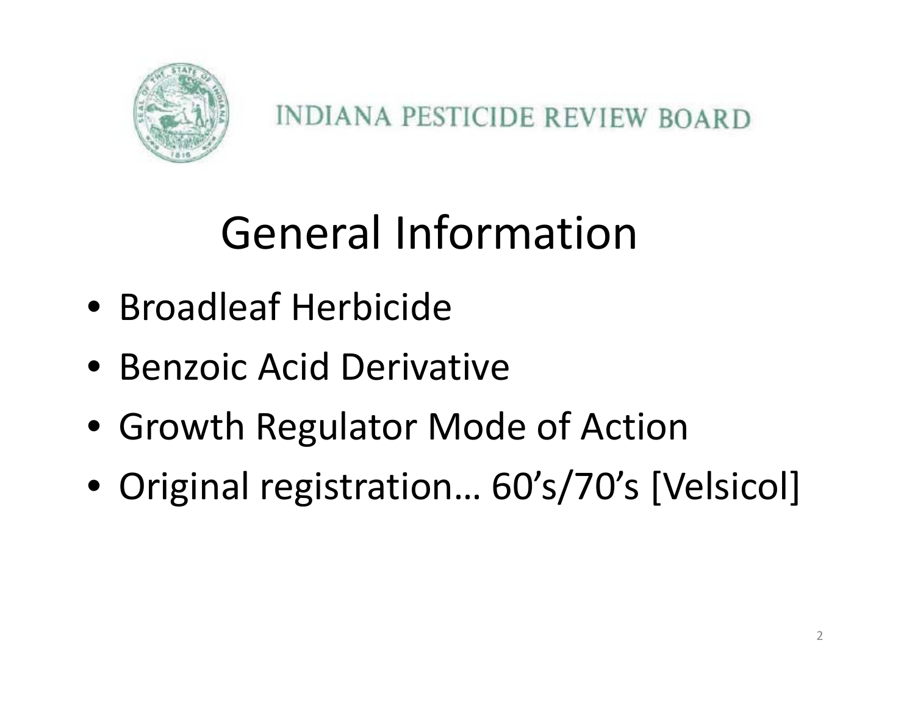INDIANA PESTICIDE REVIEW BOARD

# General Information

- Broadleaf Herbicide
- Benzoic Acid Derivative
- Growth Regulator Mode of Action
- Original registration… 60's/70's [Velsicol]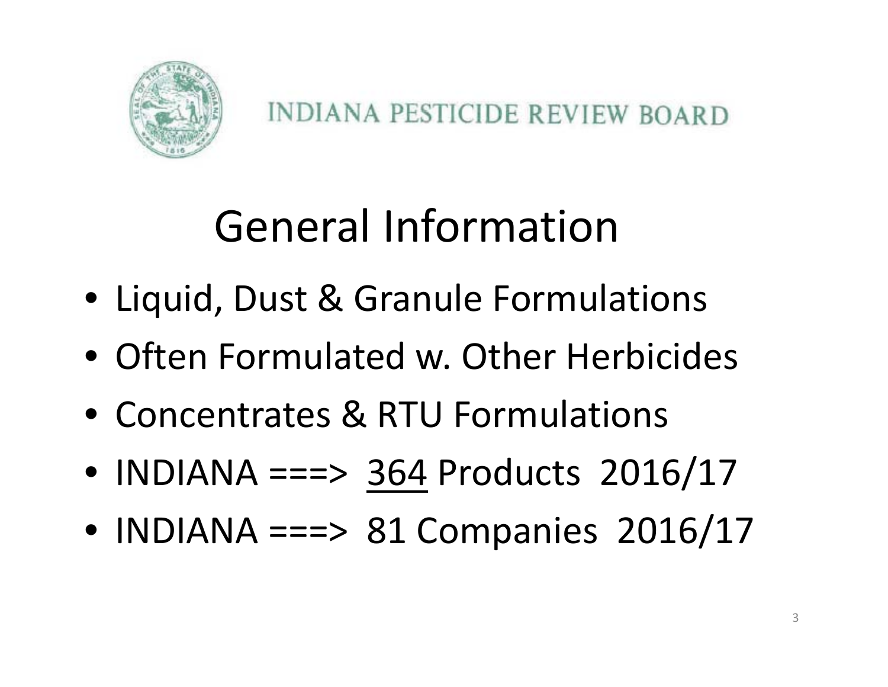INDIANA PESTICIDE REVIEW BOARD

# General Information

- Liquid, Dust & Granule Formulations
- Often Formulated w. Other Herbicides
- Concentrates & RTU Formulations
- INDIANA ===> <u>364</u> Products 2016/17
- INDIANA ===> 81 Companies 2016/17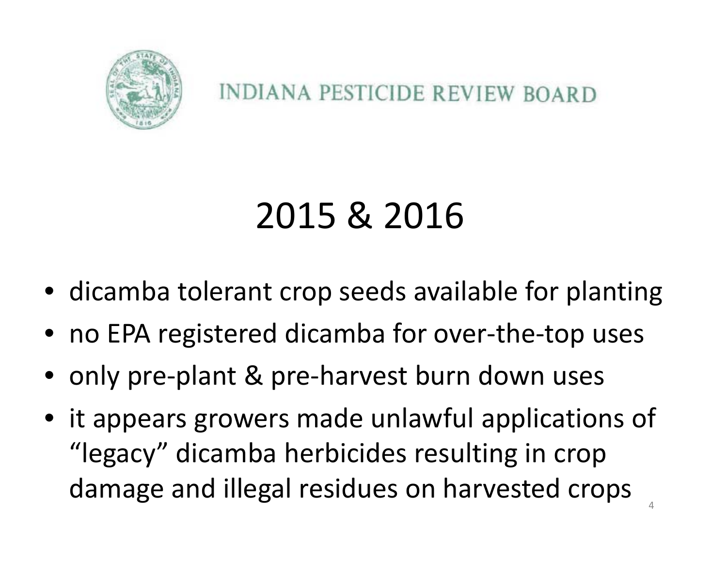INDIANA PESTICIDE REVIEW BOARD

# 2015 & 2016

- dicamba tolerant crop seeds available for planting
- no EPA registered dicamba for over-the-top uses
- only pre-plant & pre-harvest burn down uses
- it appears growers made unlawful applications of "legacy" dicamba herbicides resulting in crop damage and illegal residues on harvested crops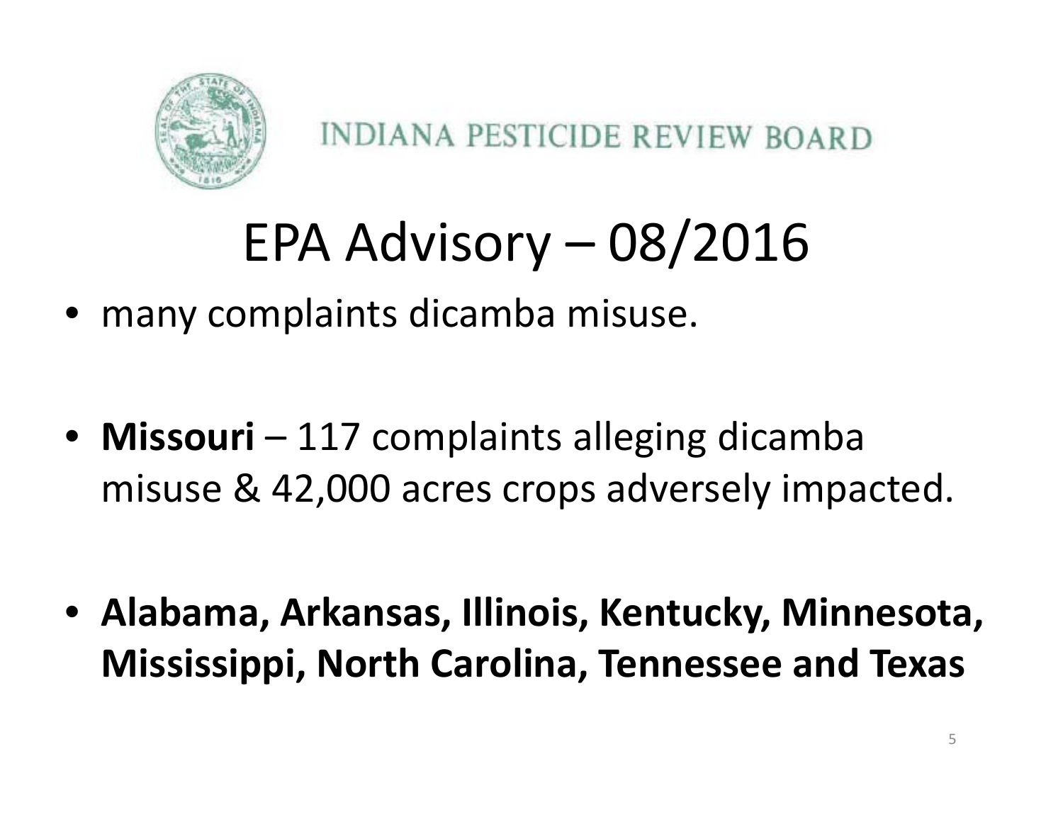INDIANA PESTICIDE REVIEW BOARD

# EPA Advisory – 08/2016

- many complaints dicamba misuse.
- **Missouri** – 117 complaints alleging dicamba misuse & 42,000 acres crops adversely impacted.
- **Alabama, Arkansas, Illinois, Kentucky, Minnesota, Mississippi, North Carolina, Tennessee and Texas**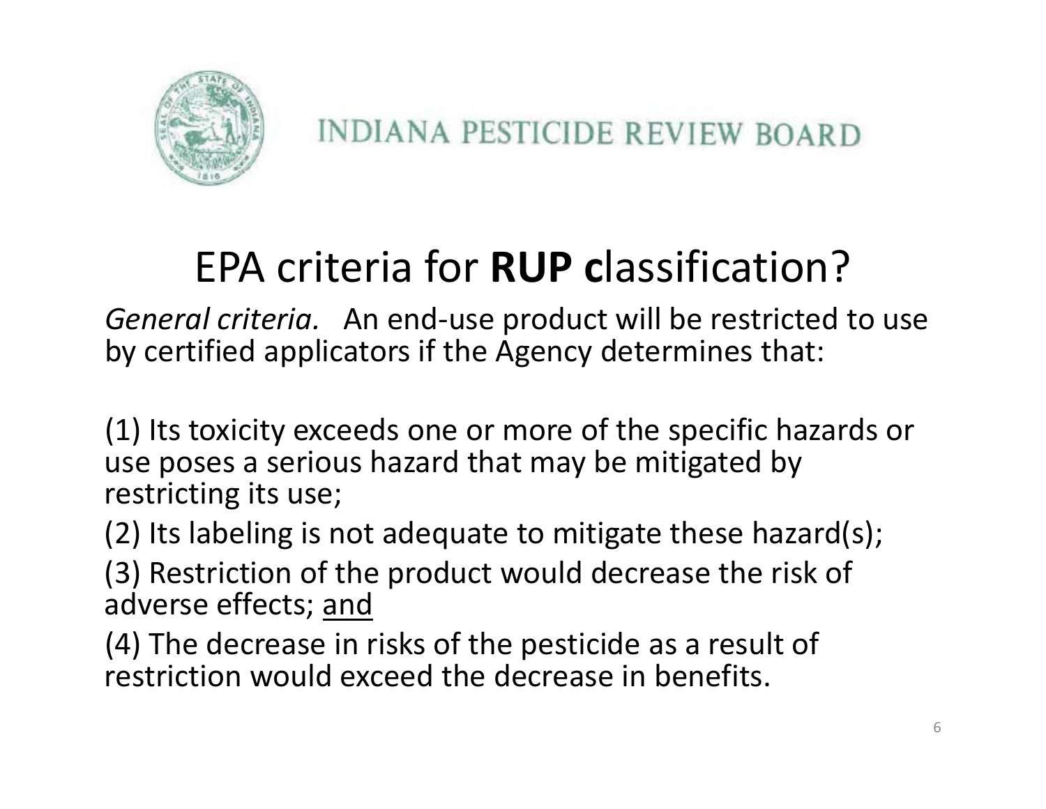INDIANA PESTICIDE REVIEW BOARD

# EPA criteria for **RUP c**lassification?

*General criteria.* An end-use product will be restricted to use by certified applicators if the Agency determines that:

(1) Its toxicity exceeds one or more of the specific hazards or use poses a serious hazard that may be mitigated by restricting its use;

(2) Its labeling is not adequate to mitigate these hazard(s);

(3) Restriction of the product would decrease the risk of adverse effects; <u>and</u>

(4) The decrease in risks of the pesticide as a result of restriction would exceed the decrease in benefits.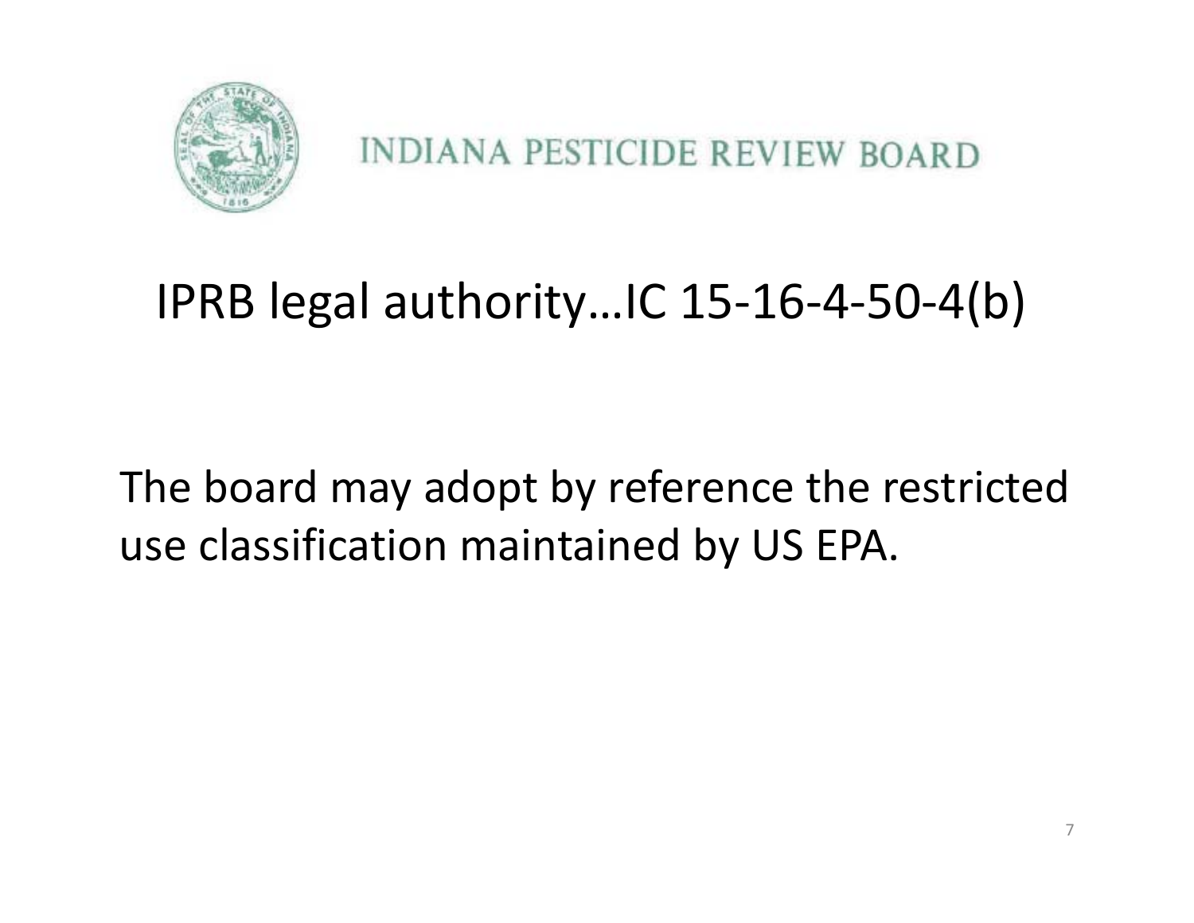INDIANA PESTICIDE REVIEW BOARD

# IPRB legal authority…IC 15-16-4-50-4(b)

The board may adopt by reference the restricted use classification maintained by US EPA.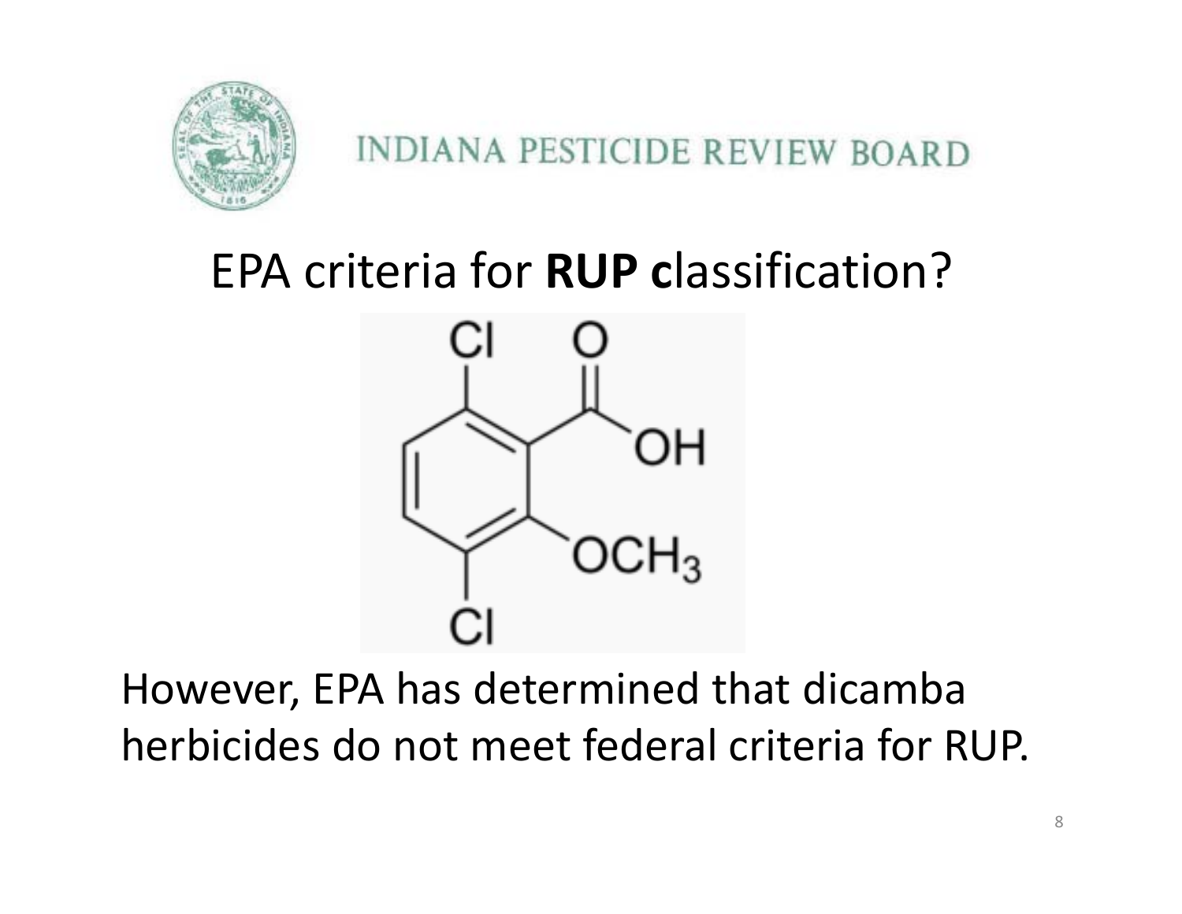INDIANA PESTICIDE REVIEW BOARD

# EPA criteria for **RUP c**lassification?

However, EPA has determined that dicamba herbicides do not meet federal criteria for RUP.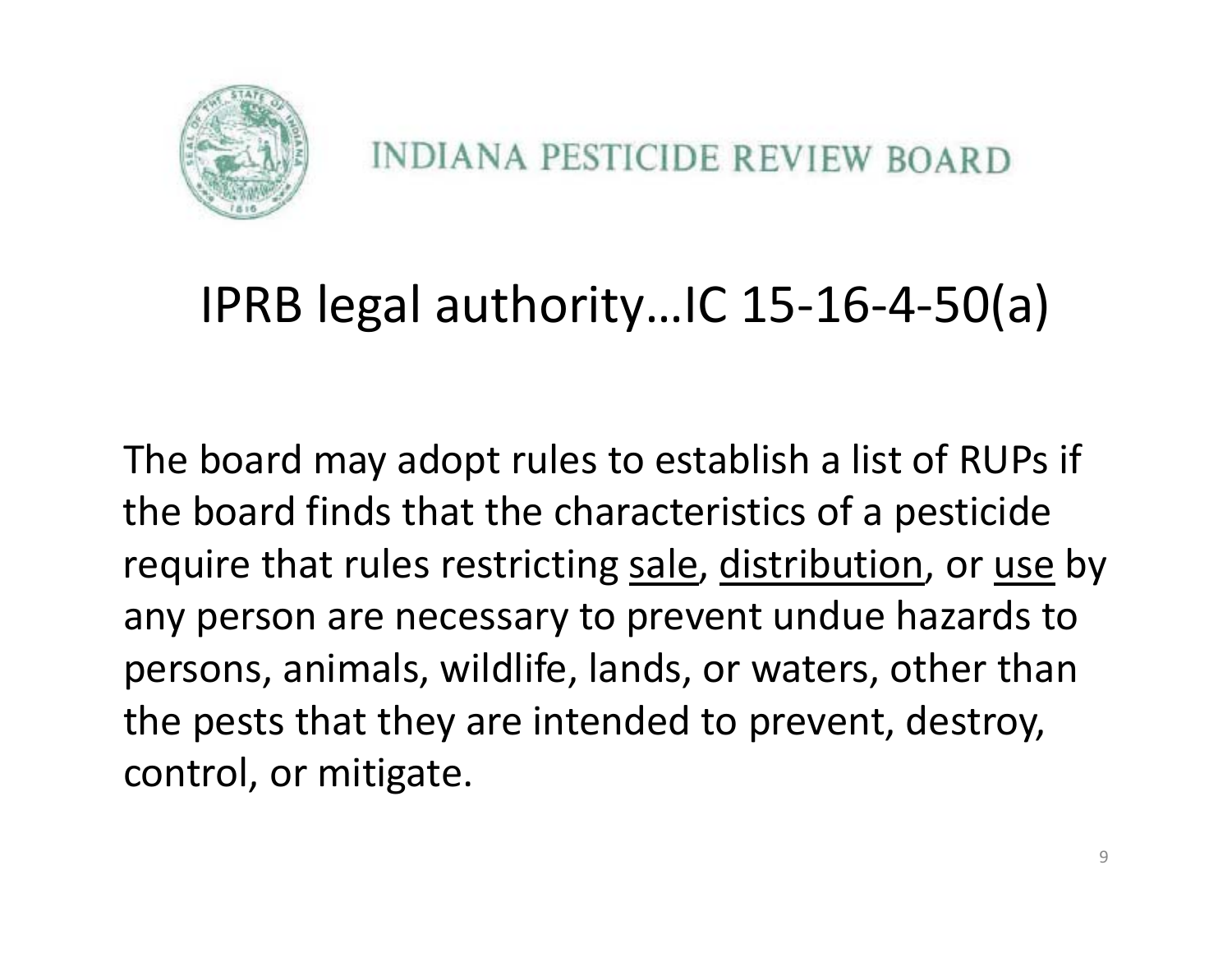INDIANA PESTICIDE REVIEW BOARD

# IPRB legal authority…IC 15-16-4-50(a)

The board may adopt rules to establish a list of RUPs if the board finds that the characteristics of a pesticide require that rules restricting <u>sale</u>, <u>distribution</u>, or <u>use</u> by any person are necessary to prevent undue hazards to persons, animals, wildlife, lands, or waters, other than the pests that they are intended to prevent, destroy, control, or mitigate.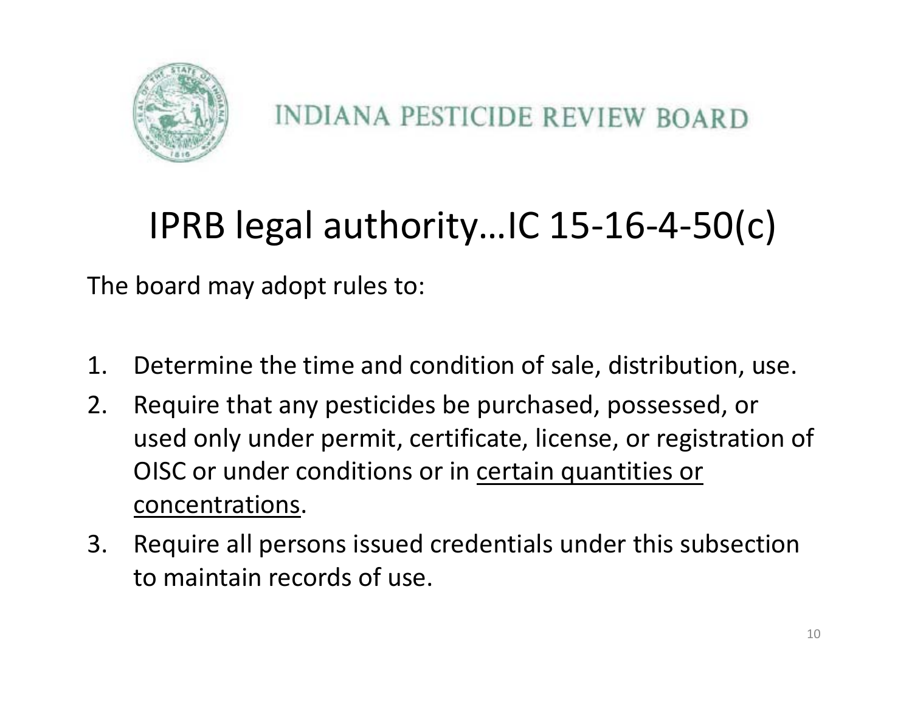INDIANA PESTICIDE REVIEW BOARD

# IPRB legal authority…IC 15-16-4-50(c)

The board may adopt rules to:

1. Determine the time and condition of sale, distribution, use.
2. Require that any pesticides be purchased, possessed, or used only under permit, certificate, license, or registration of OISC or under conditions or in <u>certain quantities or concentrations</u>.
3. Require all persons issued credentials under this subsection to maintain records of use.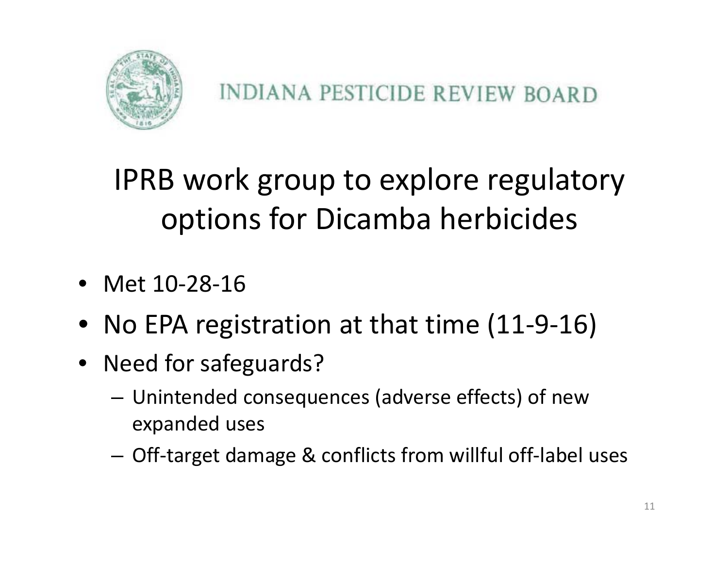INDIANA PESTICIDE REVIEW BOARD

# IPRB work group to explore regulatory options for Dicamba herbicides

- Met 10-28-16
- No EPA registration at that time (11-9-16)
- Need for safeguards?
  - Unintended consequences (adverse effects) of new expanded uses
  - Off-target damage & conflicts from willful off-label uses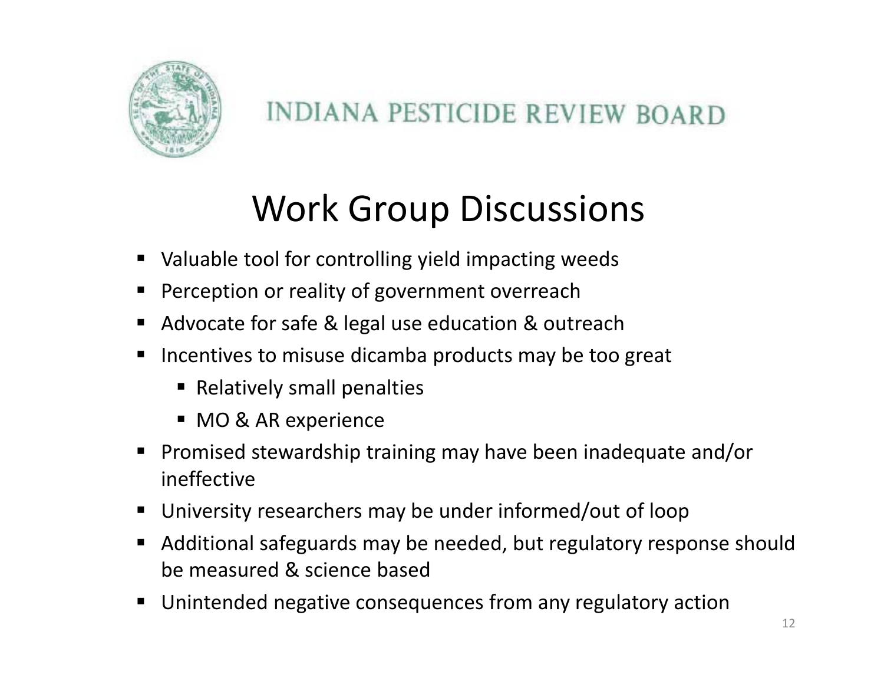INDIANA PESTICIDE REVIEW BOARD

# Work Group Discussions

- Valuable tool for controlling yield impacting weeds
- Perception or reality of government overreach
- Advocate for safe & legal use education & outreach
- Incentives to misuse dicamba products may be too great
  - Relatively small penalties
  - MO & AR experience
- Promised stewardship training may have been inadequate and/or ineffective
- University researchers may be under informed/out of loop
- Additional safeguards may be needed, but regulatory response should be measured & science based
- Unintended negative consequences from any regulatory action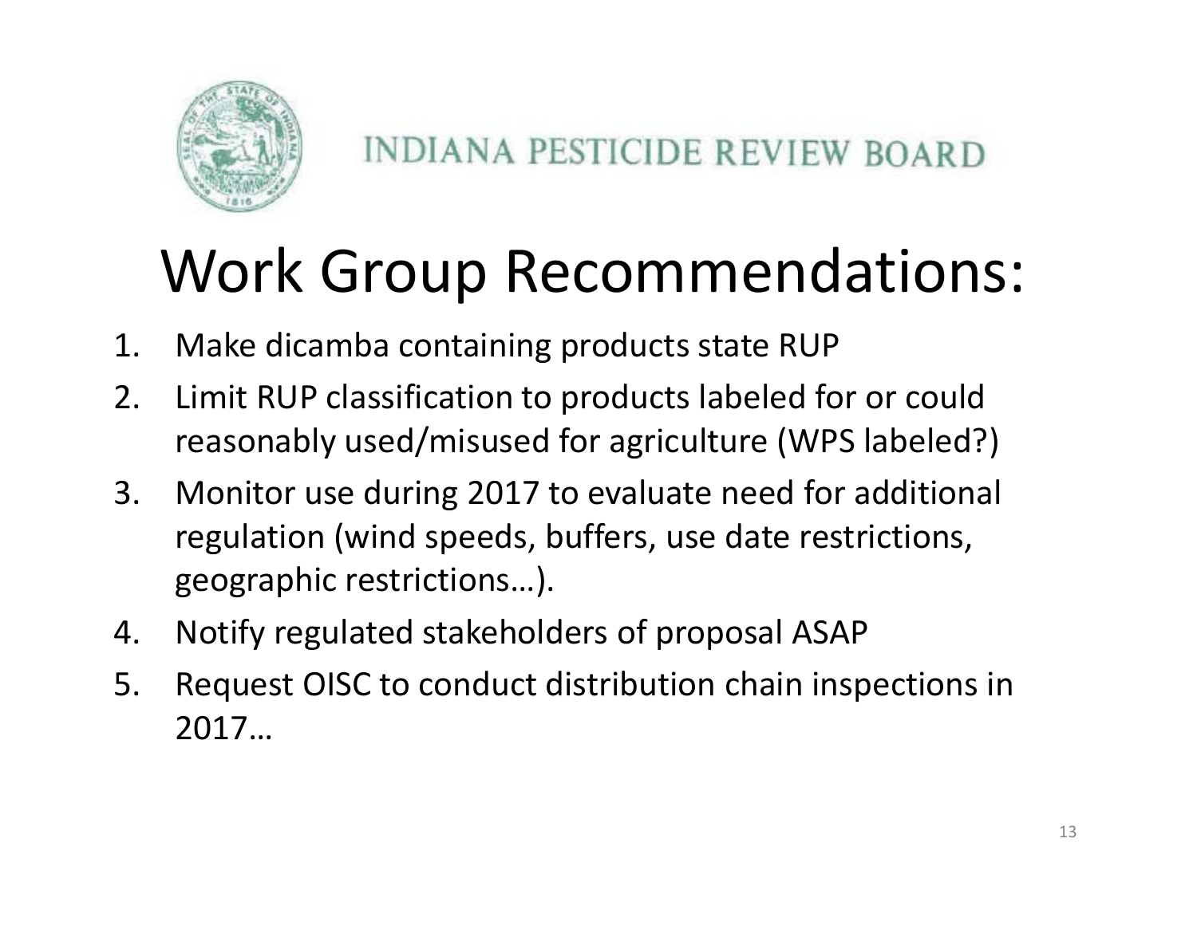INDIANA PESTICIDE REVIEW BOARD

# Work Group Recommendations:

1. Make dicamba containing products state RUP
2. Limit RUP classification to products labeled for or could reasonably used/misused for agriculture (WPS labeled?)
3. Monitor use during 2017 to evaluate need for additional regulation (wind speeds, buffers, use date restrictions, geographic restrictions…).
4. Notify regulated stakeholders of proposal ASAP
5. Request OISC to conduct distribution chain inspections in 2017…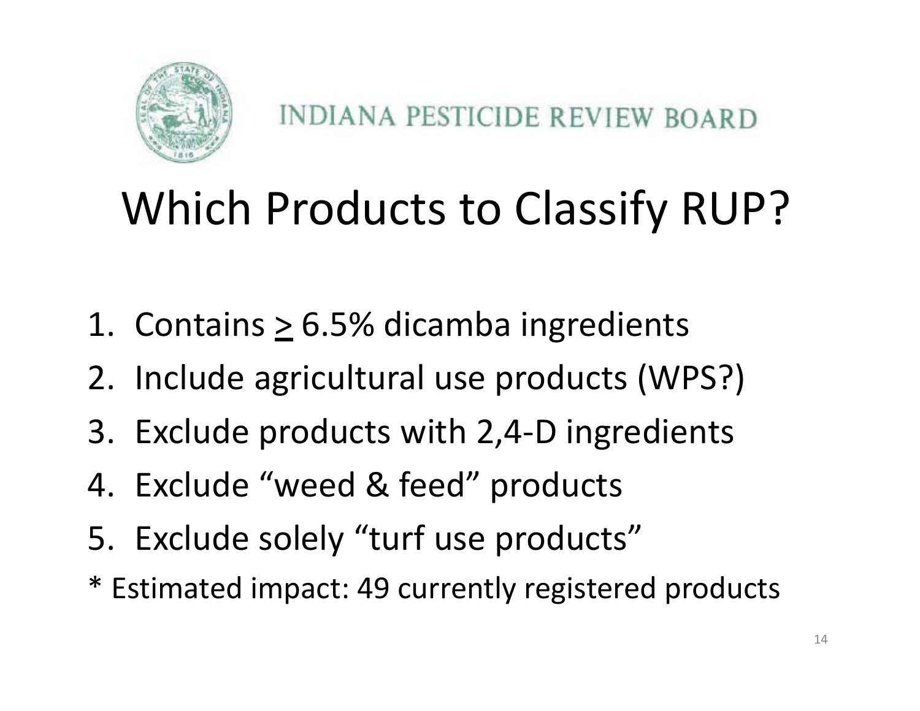INDIANA PESTICIDE REVIEW BOARD

# Which Products to Classify RUP?

1. Contains $\geq$ 6.5% dicamba ingredients
2. Include agricultural use products (WPS?)
3. Exclude products with 2,4-D ingredients
4. Exclude "weed & feed" products
5. Exclude solely "turf use products"

* Estimated impact: 49 currently registered products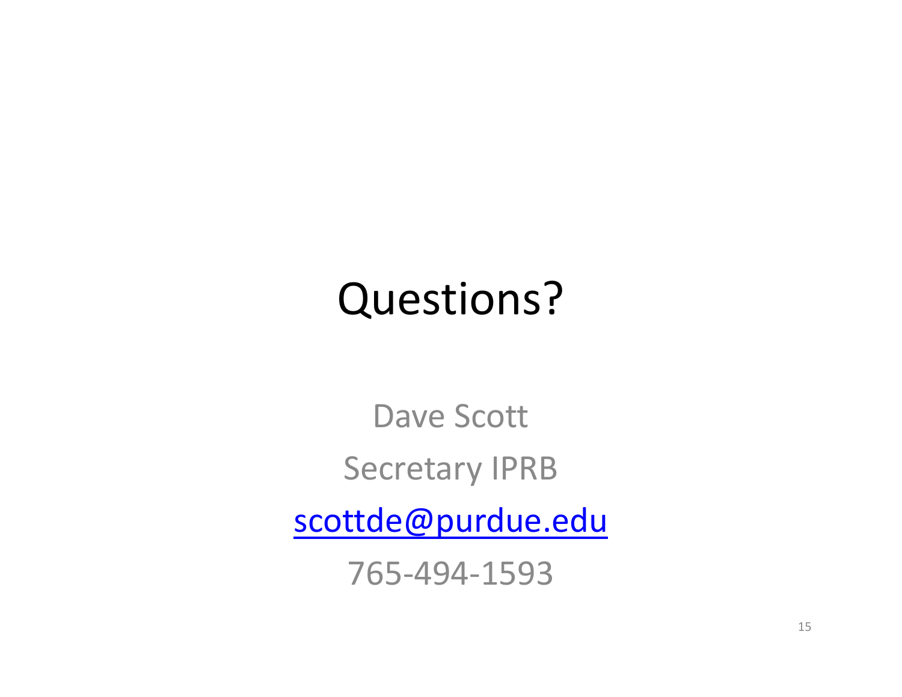# Questions?

Dave Scott

Secretary IPRB

scottde@purdue.edu

765-494-1593